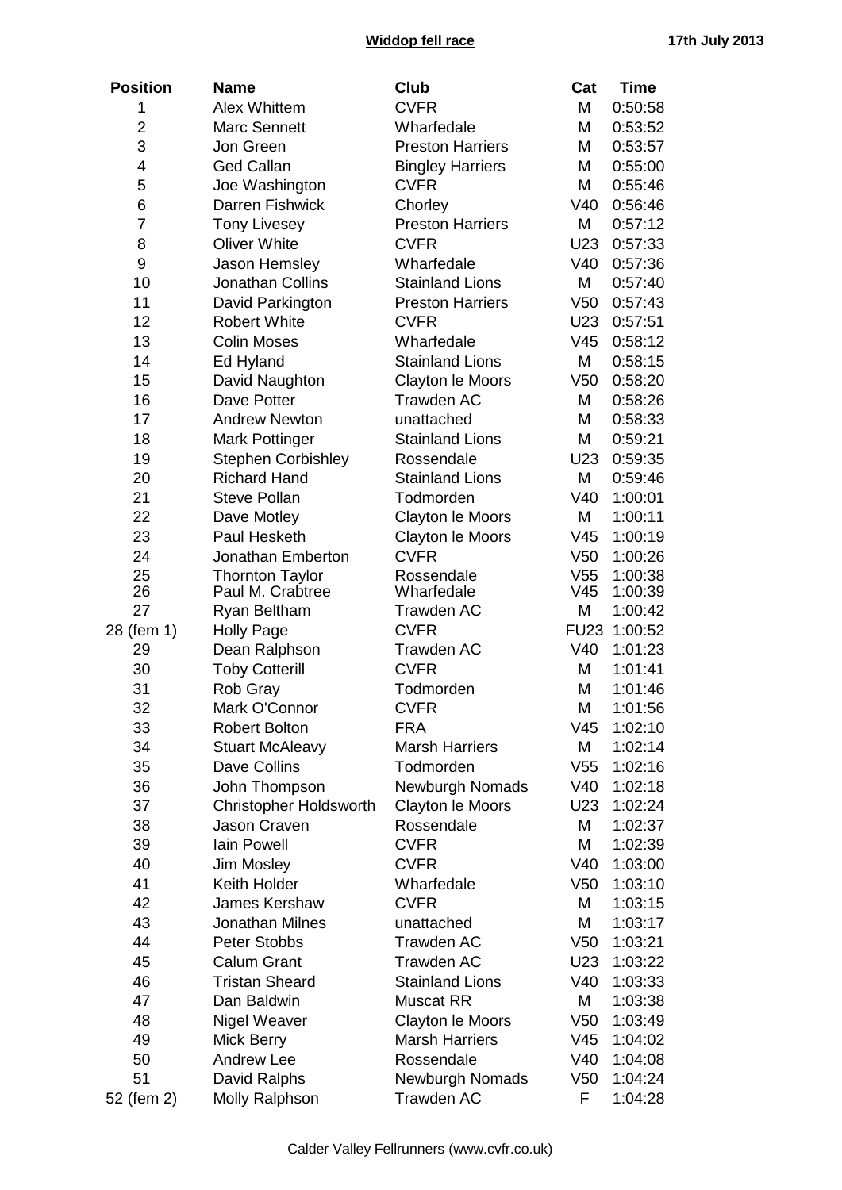# Widdop fell race

**17th July 2013**

| Position | Name | Club | Cat | Time |
|---|---|---|---|---|
| 1 | Alex Whittem | CVFR | M | 0:50:58 |
| 2 | Marc Sennett | Wharfedale | M | 0:53:52 |
| 3 | Jon Green | Preston Harriers | M | 0:53:57 |
| 4 | Ged Callan | Bingley Harriers | M | 0:55:00 |
| 5 | Joe Washington | CVFR | M | 0:55:46 |
| 6 | Darren Fishwick | Chorley | V40 | 0:56:46 |
| 7 | Tony Livesey | Preston Harriers | M | 0:57:12 |
| 8 | Oliver White | CVFR | U23 | 0:57:33 |
| 9 | Jason Hemsley | Wharfedale | V40 | 0:57:36 |
| 10 | Jonathan Collins | Stainland Lions | M | 0:57:40 |
| 11 | David Parkington | Preston Harriers | V50 | 0:57:43 |
| 12 | Robert White | CVFR | U23 | 0:57:51 |
| 13 | Colin Moses | Wharfedale | V45 | 0:58:12 |
| 14 | Ed Hyland | Stainland Lions | M | 0:58:15 |
| 15 | David Naughton | Clayton le Moors | V50 | 0:58:20 |
| 16 | Dave Potter | Trawden AC | M | 0:58:26 |
| 17 | Andrew Newton | unattached | M | 0:58:33 |
| 18 | Mark Pottinger | Stainland Lions | M | 0:59:21 |
| 19 | Stephen Corbishley | Rossendale | U23 | 0:59:35 |
| 20 | Richard Hand | Stainland Lions | M | 0:59:46 |
| 21 | Steve Pollan | Todmorden | V40 | 1:00:01 |
| 22 | Dave Motley | Clayton le Moors | M | 1:00:11 |
| 23 | Paul Hesketh | Clayton le Moors | V45 | 1:00:19 |
| 24 | Jonathan Emberton | CVFR | V50 | 1:00:26 |
| 25 | Thornton Taylor | Rossendale | V55 | 1:00:38 |
| 26 | Paul M. Crabtree | Wharfedale | V45 | 1:00:39 |
| 27 | Ryan Beltham | Trawden AC | M | 1:00:42 |
| 28 (fem 1) | Holly Page | CVFR | FU23 | 1:00:52 |
| 29 | Dean Ralphson | Trawden AC | V40 | 1:01:23 |
| 30 | Toby Cotterill | CVFR | M | 1:01:41 |
| 31 | Rob Gray | Todmorden | M | 1:01:46 |
| 32 | Mark O'Connor | CVFR | M | 1:01:56 |
| 33 | Robert Bolton | FRA | V45 | 1:02:10 |
| 34 | Stuart McAleavy | Marsh Harriers | M | 1:02:14 |
| 35 | Dave Collins | Todmorden | V55 | 1:02:16 |
| 36 | John Thompson | Newburgh Nomads | V40 | 1:02:18 |
| 37 | Christopher Holdsworth | Clayton le Moors | U23 | 1:02:24 |
| 38 | Jason Craven | Rossendale | M | 1:02:37 |
| 39 | Iain Powell | CVFR | M | 1:02:39 |
| 40 | Jim Mosley | CVFR | V40 | 1:03:00 |
| 41 | Keith Holder | Wharfedale | V50 | 1:03:10 |
| 42 | James Kershaw | CVFR | M | 1:03:15 |
| 43 | Jonathan Milnes | unattached | M | 1:03:17 |
| 44 | Peter Stobbs | Trawden AC | V50 | 1:03:21 |
| 45 | Calum Grant | Trawden AC | U23 | 1:03:22 |
| 46 | Tristan Sheard | Stainland Lions | V40 | 1:03:33 |
| 47 | Dan Baldwin | Muscat RR | M | 1:03:38 |
| 48 | Nigel Weaver | Clayton le Moors | V50 | 1:03:49 |
| 49 | Mick Berry | Marsh Harriers | V45 | 1:04:02 |
| 50 | Andrew Lee | Rossendale | V40 | 1:04:08 |
| 51 | David Ralphs | Newburgh Nomads | V50 | 1:04:24 |
| 52 (fem 2) | Molly Ralphson | Trawden AC | F | 1:04:28 |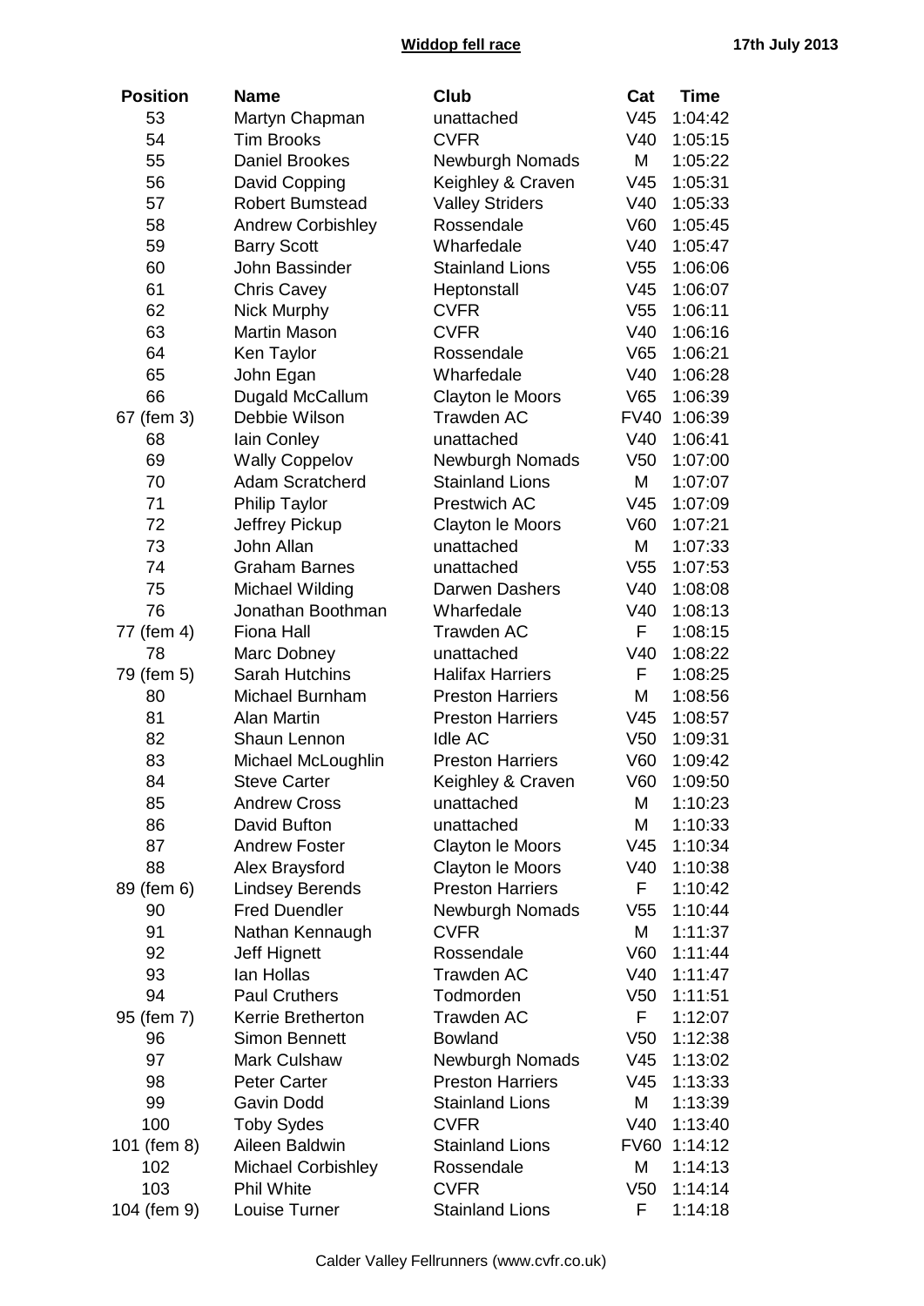**Widdop fell race** **17th July 2013**

| Position | Name | Club | Cat | Time |
|---|---|---|---|---|
| 53 | Martyn Chapman | unattached | V45 | 1:04:42 |
| 54 | Tim Brooks | CVFR | V40 | 1:05:15 |
| 55 | Daniel Brookes | Newburgh Nomads | M | 1:05:22 |
| 56 | David Copping | Keighley & Craven | V45 | 1:05:31 |
| 57 | Robert Bumstead | Valley Striders | V40 | 1:05:33 |
| 58 | Andrew Corbishley | Rossendale | V60 | 1:05:45 |
| 59 | Barry Scott | Wharfedale | V40 | 1:05:47 |
| 60 | John Bassinder | Stainland Lions | V55 | 1:06:06 |
| 61 | Chris Cavey | Heptonstall | V45 | 1:06:07 |
| 62 | Nick Murphy | CVFR | V55 | 1:06:11 |
| 63 | Martin Mason | CVFR | V40 | 1:06:16 |
| 64 | Ken Taylor | Rossendale | V65 | 1:06:21 |
| 65 | John Egan | Wharfedale | V40 | 1:06:28 |
| 66 | Dugald McCallum | Clayton le Moors | V65 | 1:06:39 |
| 67 (fem 3) | Debbie Wilson | Trawden AC | FV40 | 1:06:39 |
| 68 | Iain Conley | unattached | V40 | 1:06:41 |
| 69 | Wally Coppelov | Newburgh Nomads | V50 | 1:07:00 |
| 70 | Adam Scratcherd | Stainland Lions | M | 1:07:07 |
| 71 | Philip Taylor | Prestwich AC | V45 | 1:07:09 |
| 72 | Jeffrey Pickup | Clayton le Moors | V60 | 1:07:21 |
| 73 | John Allan | unattached | M | 1:07:33 |
| 74 | Graham Barnes | unattached | V55 | 1:07:53 |
| 75 | Michael Wilding | Darwen Dashers | V40 | 1:08:08 |
| 76 | Jonathan Boothman | Wharfedale | V40 | 1:08:13 |
| 77 (fem 4) | Fiona Hall | Trawden AC | F | 1:08:15 |
| 78 | Marc Dobney | unattached | V40 | 1:08:22 |
| 79 (fem 5) | Sarah Hutchins | Halifax Harriers | F | 1:08:25 |
| 80 | Michael Burnham | Preston Harriers | M | 1:08:56 |
| 81 | Alan Martin | Preston Harriers | V45 | 1:08:57 |
| 82 | Shaun Lennon | Idle AC | V50 | 1:09:31 |
| 83 | Michael McLoughlin | Preston Harriers | V60 | 1:09:42 |
| 84 | Steve Carter | Keighley & Craven | V60 | 1:09:50 |
| 85 | Andrew Cross | unattached | M | 1:10:23 |
| 86 | David Bufton | unattached | M | 1:10:33 |
| 87 | Andrew Foster | Clayton le Moors | V45 | 1:10:34 |
| 88 | Alex Braysford | Clayton le Moors | V40 | 1:10:38 |
| 89 (fem 6) | Lindsey Berends | Preston Harriers | F | 1:10:42 |
| 90 | Fred Duendler | Newburgh Nomads | V55 | 1:10:44 |
| 91 | Nathan Kennaugh | CVFR | M | 1:11:37 |
| 92 | Jeff Hignett | Rossendale | V60 | 1:11:44 |
| 93 | Ian Hollas | Trawden AC | V40 | 1:11:47 |
| 94 | Paul Cruthers | Todmorden | V50 | 1:11:51 |
| 95 (fem 7) | Kerrie Bretherton | Trawden AC | F | 1:12:07 |
| 96 | Simon Bennett | Bowland | V50 | 1:12:38 |
| 97 | Mark Culshaw | Newburgh Nomads | V45 | 1:13:02 |
| 98 | Peter Carter | Preston Harriers | V45 | 1:13:33 |
| 99 | Gavin Dodd | Stainland Lions | M | 1:13:39 |
| 100 | Toby Sydes | CVFR | V40 | 1:13:40 |
| 101 (fem 8) | Aileen Baldwin | Stainland Lions | FV60 | 1:14:12 |
| 102 | Michael Corbishley | Rossendale | M | 1:14:13 |
| 103 | Phil White | CVFR | V50 | 1:14:14 |
| 104 (fem 9) | Louise Turner | Stainland Lions | F | 1:14:18 |

Calder Valley Fellrunners (www.cvfr.co.uk)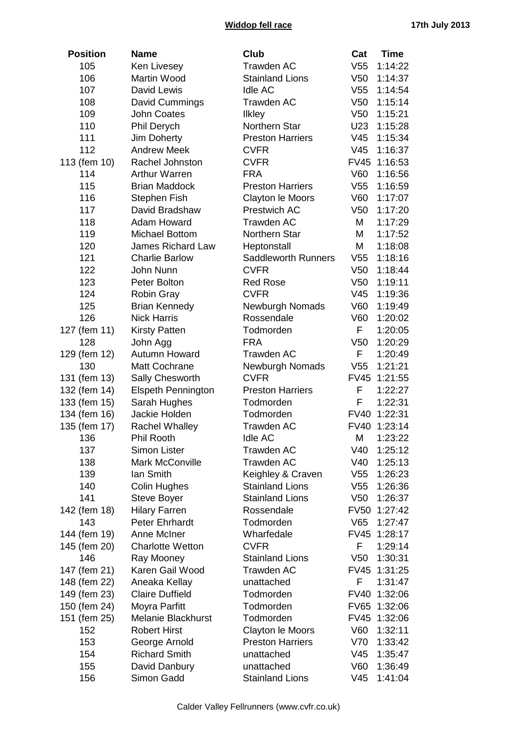| Position | Name | Club | Cat | Time |
|---|---|---|---|---|
| 105 | Ken Livesey | Trawden AC | V55 | 1:14:22 |
| 106 | Martin Wood | Stainland Lions | V50 | 1:14:37 |
| 107 | David Lewis | Idle AC | V55 | 1:14:54 |
| 108 | David Cummings | Trawden AC | V50 | 1:15:14 |
| 109 | John Coates | Ilkley | V50 | 1:15:21 |
| 110 | Phil Derych | Northern Star | U23 | 1:15:28 |
| 111 | Jim Doherty | Preston Harriers | V45 | 1:15:34 |
| 112 | Andrew Meek | CVFR | V45 | 1:16:37 |
| 113 (fem 10) | Rachel Johnston | CVFR | FV45 | 1:16:53 |
| 114 | Arthur Warren | FRA | V60 | 1:16:56 |
| 115 | Brian Maddock | Preston Harriers | V55 | 1:16:59 |
| 116 | Stephen Fish | Clayton le Moors | V60 | 1:17:07 |
| 117 | David Bradshaw | Prestwich AC | V50 | 1:17:20 |
| 118 | Adam Howard | Trawden AC | M | 1:17:29 |
| 119 | Michael Bottom | Northern Star | M | 1:17:52 |
| 120 | James Richard Law | Heptonstall | M | 1:18:08 |
| 121 | Charlie Barlow | Saddleworth Runners | V55 | 1:18:16 |
| 122 | John Nunn | CVFR | V50 | 1:18:44 |
| 123 | Peter Bolton | Red Rose | V50 | 1:19:11 |
| 124 | Robin Gray | CVFR | V45 | 1:19:36 |
| 125 | Brian Kennedy | Newburgh Nomads | V60 | 1:19:49 |
| 126 | Nick Harris | Rossendale | V60 | 1:20:02 |
| 127 (fem 11) | Kirsty Patten | Todmorden | F | 1:20:05 |
| 128 | John Agg | FRA | V50 | 1:20:29 |
| 129 (fem 12) | Autumn Howard | Trawden AC | F | 1:20:49 |
| 130 | Matt Cochrane | Newburgh Nomads | V55 | 1:21:21 |
| 131 (fem 13) | Sally Chesworth | CVFR | FV45 | 1:21:55 |
| 132 (fem 14) | Elspeth Pennington | Preston Harriers | F | 1:22:27 |
| 133 (fem 15) | Sarah Hughes | Todmorden | F | 1:22:31 |
| 134 (fem 16) | Jackie Holden | Todmorden | FV40 | 1:22:31 |
| 135 (fem 17) | Rachel Whalley | Trawden AC | FV40 | 1:23:14 |
| 136 | Phil Rooth | Idle AC | M | 1:23:22 |
| 137 | Simon Lister | Trawden AC | V40 | 1:25:12 |
| 138 | Mark McConville | Trawden AC | V40 | 1:25:13 |
| 139 | Ian Smith | Keighley & Craven | V55 | 1:26:23 |
| 140 | Colin Hughes | Stainland Lions | V55 | 1:26:36 |
| 141 | Steve Boyer | Stainland Lions | V50 | 1:26:37 |
| 142 (fem 18) | Hilary Farren | Rossendale | FV50 | 1:27:42 |
| 143 | Peter Ehrhardt | Todmorden | V65 | 1:27:47 |
| 144 (fem 19) | Anne McIner | Wharfedale | FV45 | 1:28:17 |
| 145 (fem 20) | Charlotte Wetton | CVFR | F | 1:29:14 |
| 146 | Ray Mooney | Stainland Lions | V50 | 1:30:31 |
| 147 (fem 21) | Karen Gail Wood | Trawden AC | FV45 | 1:31:25 |
| 148 (fem 22) | Aneaka Kellay | unattached | F | 1:31:47 |
| 149 (fem 23) | Claire Duffield | Todmorden | FV40 | 1:32:06 |
| 150 (fem 24) | Moyra Parfitt | Todmorden | FV65 | 1:32:06 |
| 151 (fem 25) | Melanie Blackhurst | Todmorden | FV45 | 1:32:06 |
| 152 | Robert Hirst | Clayton le Moors | V60 | 1:32:11 |
| 153 | George Arnold | Preston Harriers | V70 | 1:33:42 |
| 154 | Richard Smith | unattached | V45 | 1:35:47 |
| 155 | David Danbury | unattached | V60 | 1:36:49 |
| 156 | Simon Gadd | Stainland Lions | V45 | 1:41:04 |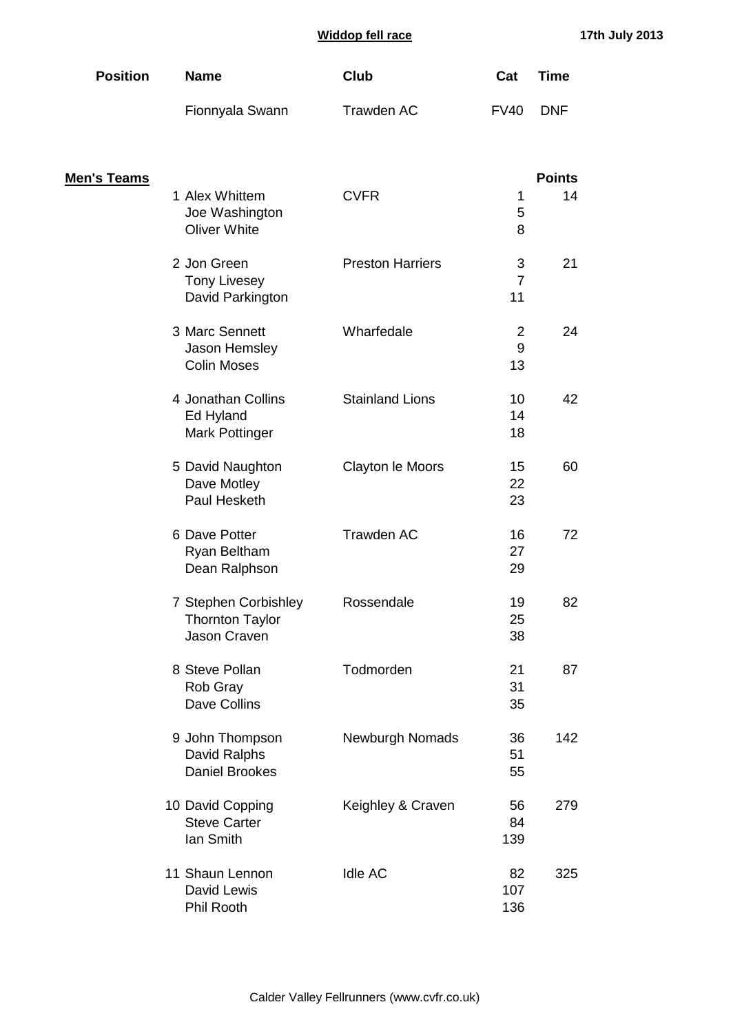**Widdop fell race** — **17th July 2013**

| Position | Name | Club | Cat | Time |
|---|---|---|---|---|
| | Fionnyala Swann | Trawden AC | FV40 | DNF |

**Men's Teams**

| Position | Name | Club | | Points |
|---|---|---|---|---|
| 1 | Alex Whittem | CVFR | 1 | 14 |
| | Joe Washington | | 5 | |
| | Oliver White | | 8 | |
| 2 | Jon Green | Preston Harriers | 3 | 21 |
| | Tony Livesey | | 7 | |
| | David Parkington | | 11 | |
| 3 | Marc Sennett | Wharfedale | 2 | 24 |
| | Jason Hemsley | | 9 | |
| | Colin Moses | | 13 | |
| 4 | Jonathan Collins | Stainland Lions | 10 | 42 |
| | Ed Hyland | | 14 | |
| | Mark Pottinger | | 18 | |
| 5 | David Naughton | Clayton le Moors | 15 | 60 |
| | Dave Motley | | 22 | |
| | Paul Hesketh | | 23 | |
| 6 | Dave Potter | Trawden AC | 16 | 72 |
| | Ryan Beltham | | 27 | |
| | Dean Ralphson | | 29 | |
| 7 | Stephen Corbishley | Rossendale | 19 | 82 |
| | Thornton Taylor | | 25 | |
| | Jason Craven | | 38 | |
| 8 | Steve Pollan | Todmorden | 21 | 87 |
| | Rob Gray | | 31 | |
| | Dave Collins | | 35 | |
| 9 | John Thompson | Newburgh Nomads | 36 | 142 |
| | David Ralphs | | 51 | |
| | Daniel Brookes | | 55 | |
| 10 | David Copping | Keighley & Craven | 56 | 279 |
| | Steve Carter | | 84 | |
| | Ian Smith | | 139 | |
| 11 | Shaun Lennon | Idle AC | 82 | 325 |
| | David Lewis | | 107 | |
| | Phil Rooth | | 136 | |

Calder Valley Fellrunners (www.cvfr.co.uk)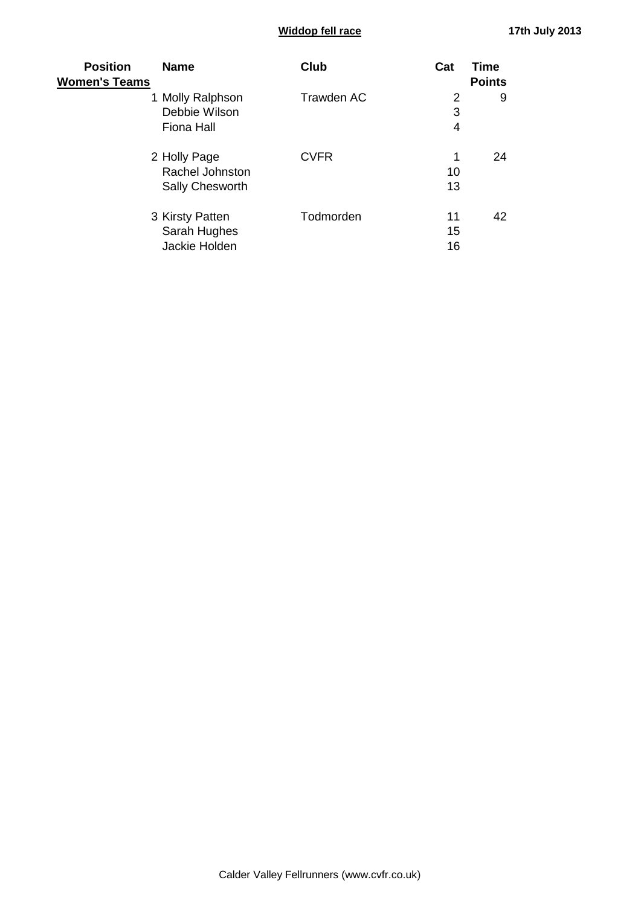**Widdop fell race** **17th July 2013**

| Position | Name | Club | Cat | Time Points |
|---|---|---|---|---|
| **Women's Teams** | | | | |
| 1 | Molly Ralphson | Trawden AC | 2 | 9 |
| | Debbie Wilson | | 3 | |
| | Fiona Hall | | 4 | |
| 2 | Holly Page | CVFR | 1 | 24 |
| | Rachel Johnston | | 10 | |
| | Sally Chesworth | | 13 | |
| 3 | Kirsty Patten | Todmorden | 11 | 42 |
| | Sarah Hughes | | 15 | |
| | Jackie Holden | | 16 | |

Calder Valley Fellrunners (www.cvfr.co.uk)